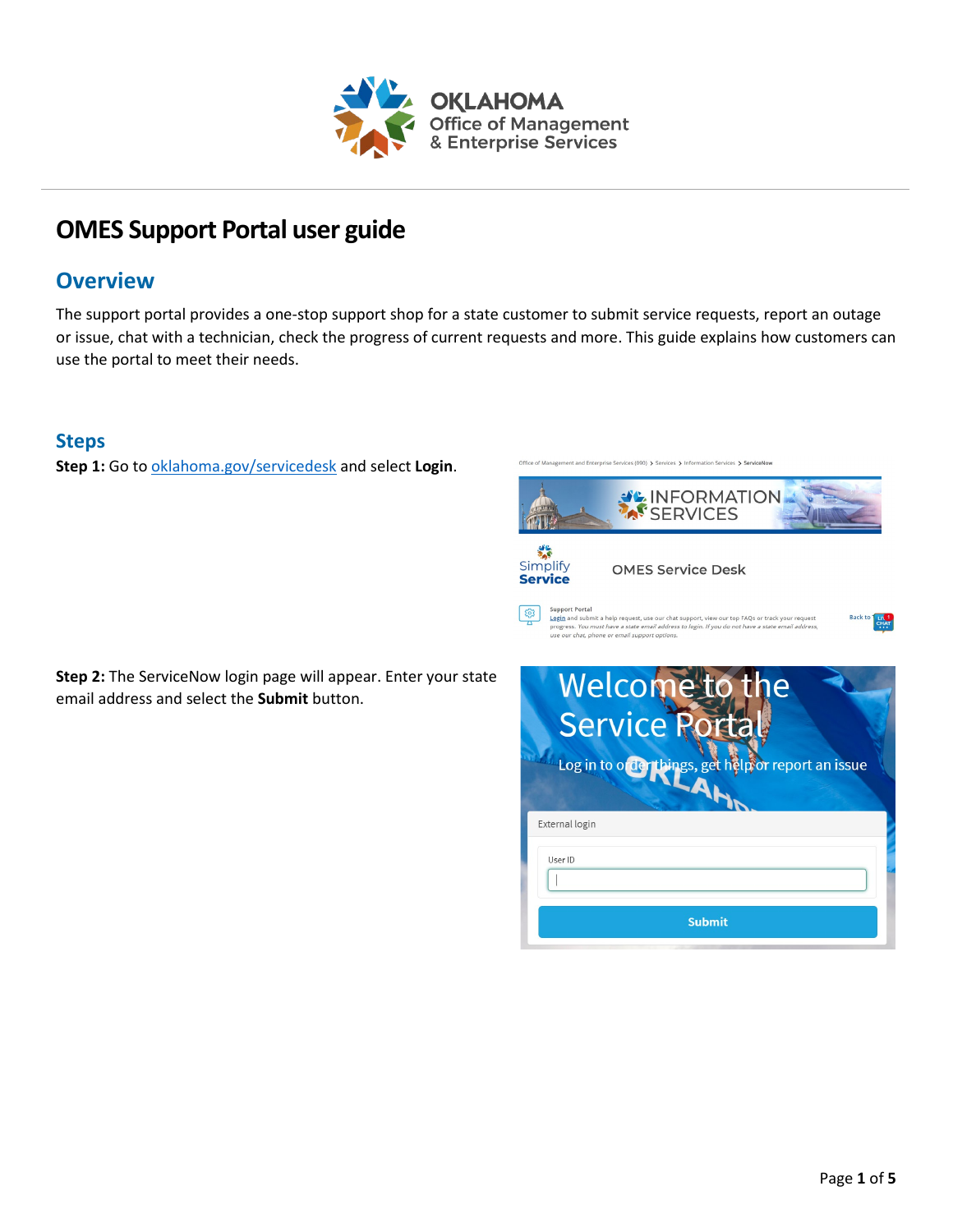# OMES Support Portal user guide

## Overview

The support portal provides a one-stop support shop for a state customer to submit service requests, report an outage or issue, chat with a technician, check the progress of current requests and more. This guide explains how customers can use the portal to meet their needs.

## Steps

**Step 1:** Go to [oklahoma.gov/servicedesk](oklahoma.gov/servicedesk) and select **Login**.

**Step 2:** The ServiceNow login page will appear. Enter your state email address and select the **Submit** button.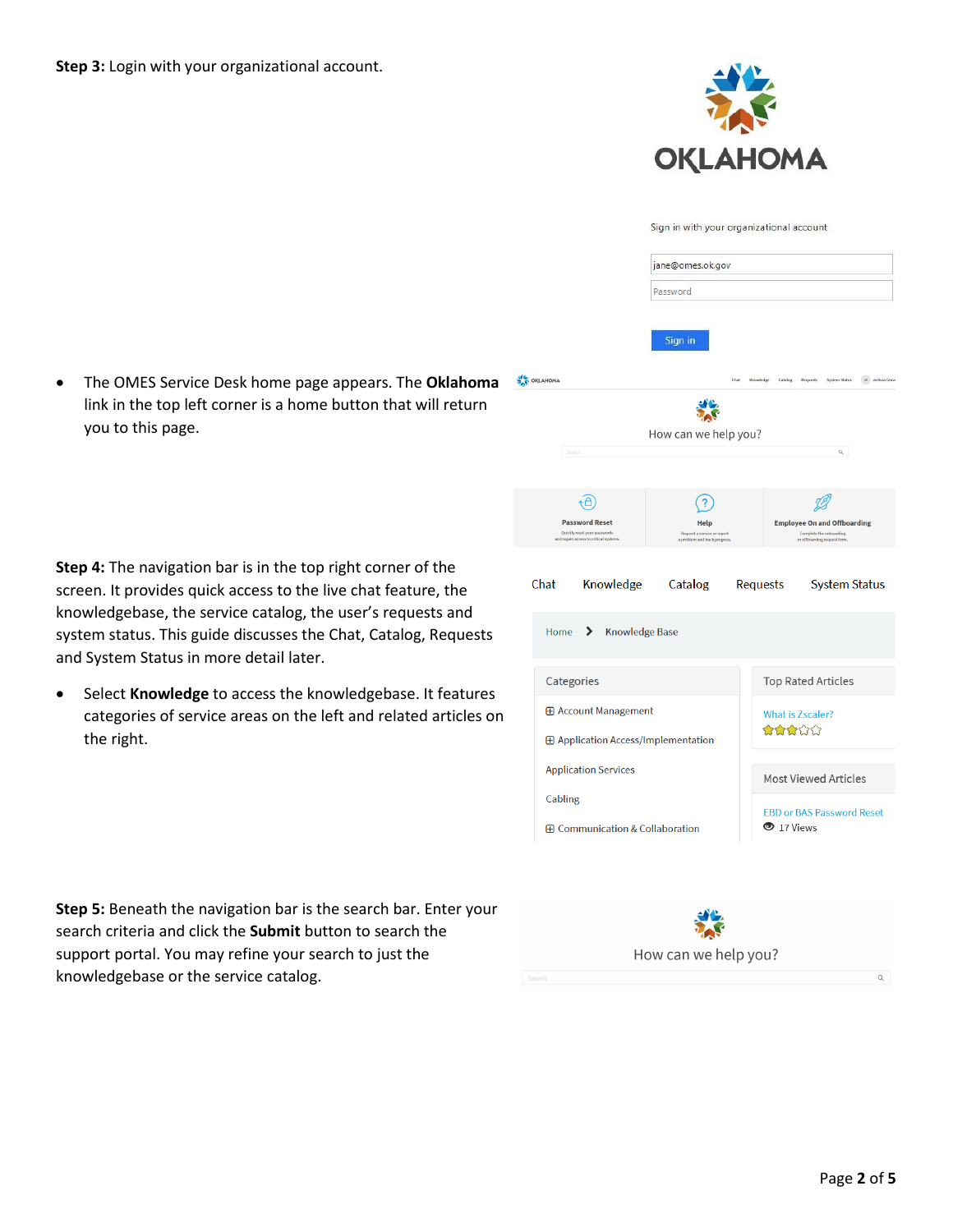**Step 3:** Login with your organizational account.

- The OMES Service Desk home page appears. The **Oklahoma** link in the top left corner is a home button that will return you to this page.

**Step 4:** The navigation bar is in the top right corner of the screen. It provides quick access to the live chat feature, the knowledgebase, the service catalog, the user's requests and system status. This guide discusses the Chat, Catalog, Requests and System Status in more detail later.

- Select **Knowledge** to access the knowledgebase. It features categories of service areas on the left and related articles on the right.

**Step 5:** Beneath the navigation bar is the search bar. Enter your search criteria and click the **Submit** button to search the support portal. You may refine your search to just the knowledgebase or the service catalog.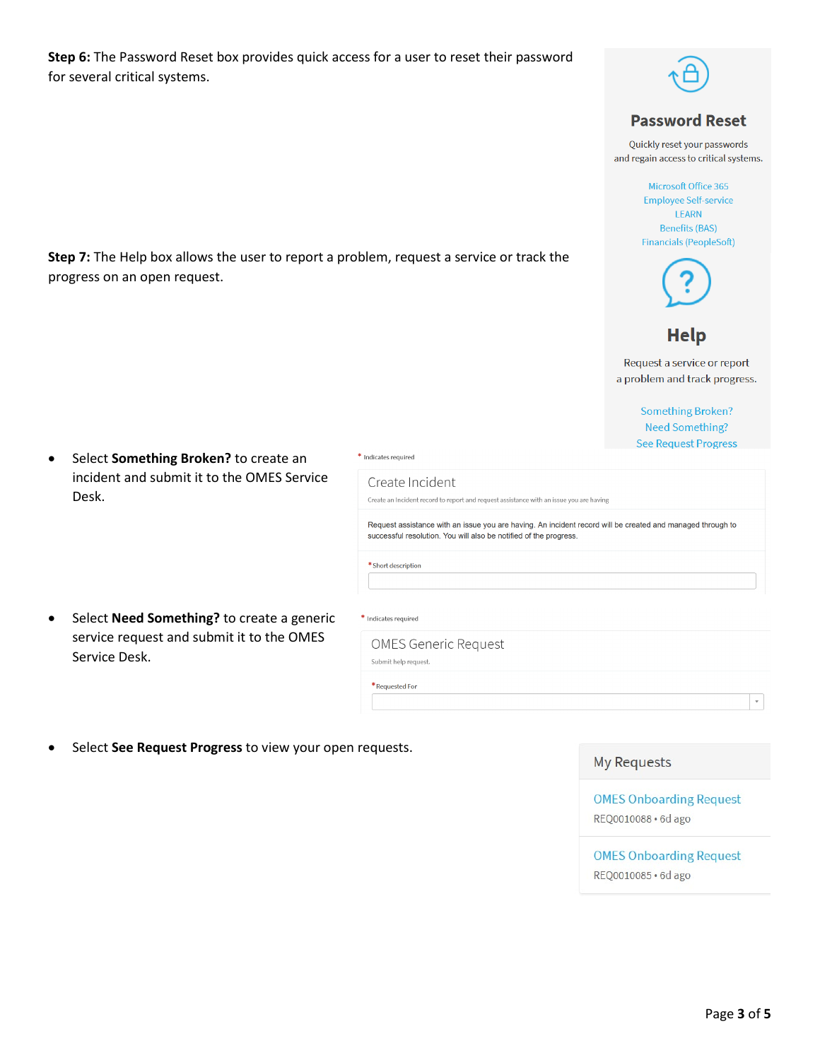**Step 6:** The Password Reset box provides quick access for a user to reset their password for several critical systems.

**Password Reset**

Quickly reset your passwords and regain access to critical systems.

Microsoft Office 365
Employee Self-service
LEARN
Benefits (BAS)
Financials (PeopleSoft)

**Step 7:** The Help box allows the user to report a problem, request a service or track the progress on an open request.

**Help**

Request a service or report a problem and track progress.

Something Broken?
Need Something?
See Request Progress

- Select **Something Broken?** to create an incident and submit it to the OMES Service Desk.

\* Indicates required

Create Incident

Create an Incident record to report and request assistance with an issue you are having

Request assistance with an issue you are having. An incident record will be created and managed through to successful resolution. You will also be notified of the progress.

\* Short description

- Select **Need Something?** to create a generic service request and submit it to the OMES Service Desk.

\* Indicates required

OMES Generic Request

Submit help request.

\* Requested For

- Select **See Request Progress** to view your open requests.

My Requests

OMES Onboarding Request
REQ0010088 • 6d ago

OMES Onboarding Request
REQ0010085 • 6d ago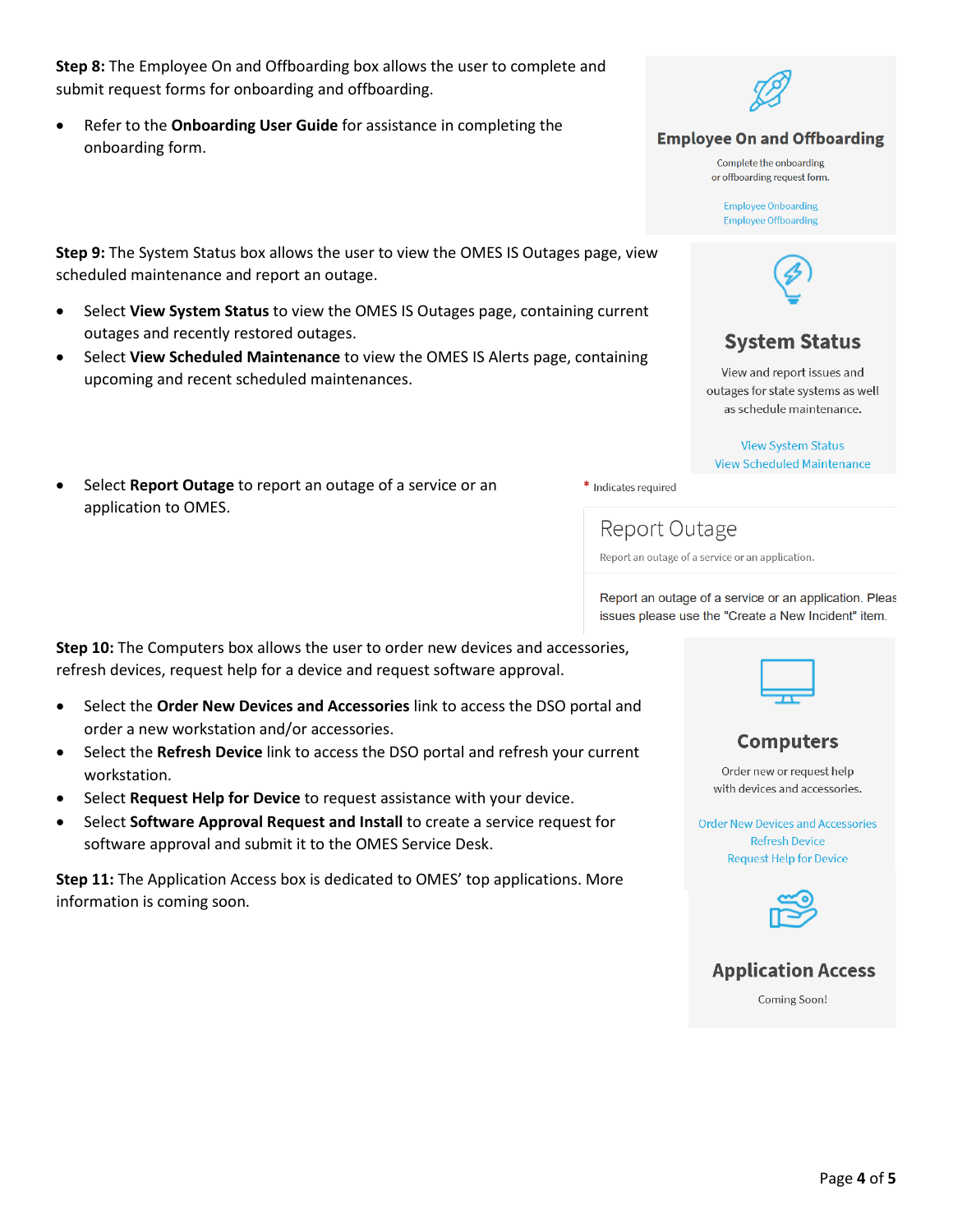**Step 8:** The Employee On and Offboarding box allows the user to complete and submit request forms for onboarding and offboarding.

- Refer to the **Onboarding User Guide** for assistance in completing the onboarding form.

**Employee On and Offboarding**

Complete the onboarding or offboarding request form.

Employee Onboarding
Employee Offboarding

**Step 9:** The System Status box allows the user to view the OMES IS Outages page, view scheduled maintenance and report an outage.

- Select **View System Status** to view the OMES IS Outages page, containing current outages and recently restored outages.
- Select **View Scheduled Maintenance** to view the OMES IS Alerts page, containing upcoming and recent scheduled maintenances.

**System Status**

View and report issues and outages for state systems as well as schedule maintenance.

View System Status
View Scheduled Maintenance

- Select **Report Outage** to report an outage of a service or an application to OMES.

\* Indicates required

Report Outage

Report an outage of a service or an application.

Report an outage of a service or an application. Pleas issues please use the "Create a New Incident" item.

**Step 10:** The Computers box allows the user to order new devices and accessories, refresh devices, request help for a device and request software approval.

- Select the **Order New Devices and Accessories** link to access the DSO portal and order a new workstation and/or accessories.
- Select the **Refresh Device** link to access the DSO portal and refresh your current workstation.
- Select **Request Help for Device** to request assistance with your device.
- Select **Software Approval Request and Install** to create a service request for software approval and submit it to the OMES Service Desk.

**Computers**

Order new or request help with devices and accessories.

Order New Devices and Accessories
Refresh Device
Request Help for Device

**Step 11:** The Application Access box is dedicated to OMES' top applications. More information is coming soon.

**Application Access**

Coming Soon!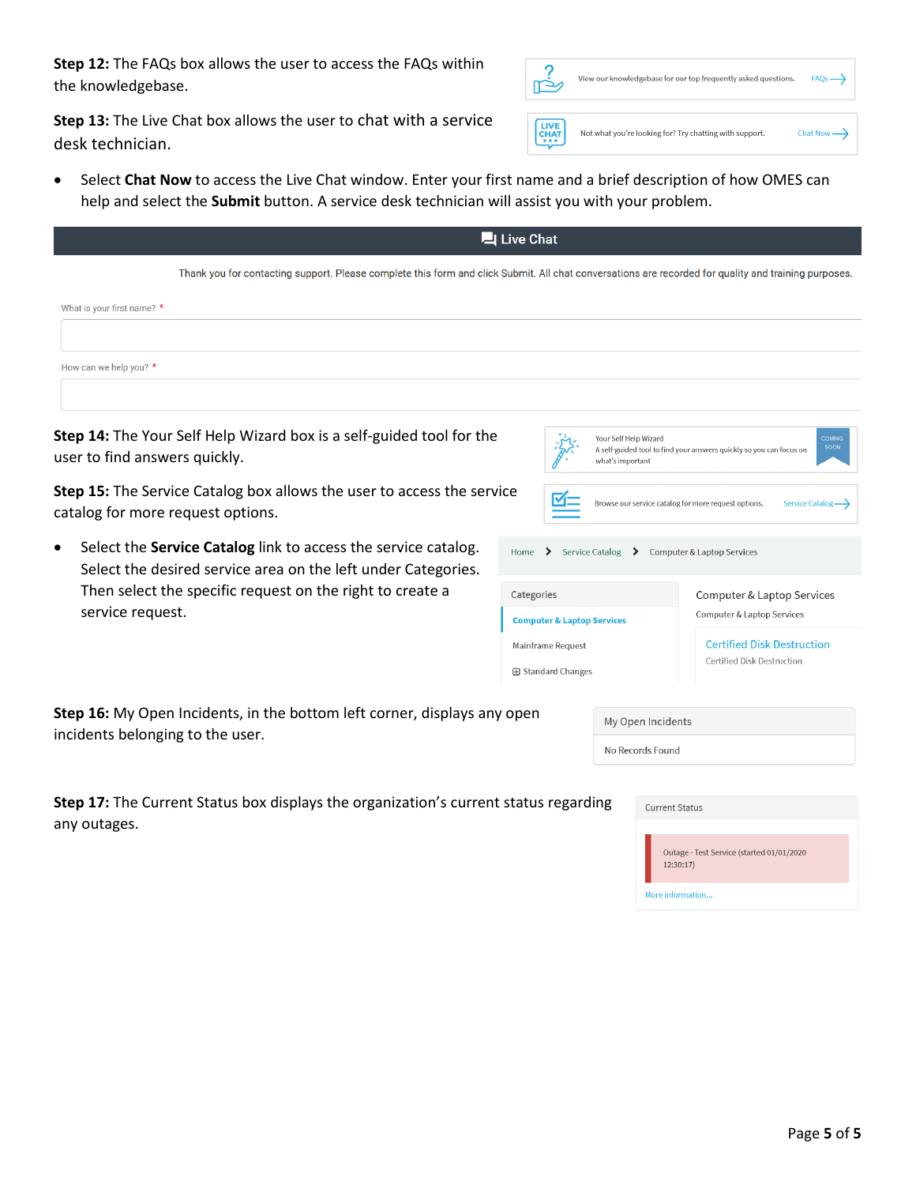**Step 12:** The FAQs box allows the user to access the FAQs within the knowledgebase.

View our knowledgebase for our top frequently asked questions. FAQs

**Step 13:** The Live Chat box allows the user to chat with a service desk technician.

LIVE CHAT Not what you're looking for? Try chatting with support. Chat Now

- Select **Chat Now** to access the Live Chat window. Enter your first name and a brief description of how OMES can help and select the **Submit** button. A service desk technician will assist you with your problem.

Live Chat

Thank you for contacting support. Please complete this form and click Submit. All chat conversations are recorded for quality and training purposes.

What is your first name? *

How can we help you? *

**Step 14:** The Your Self Help Wizard box is a self-guided tool for the user to find answers quickly.

Your Self Help Wizard
A self-guided tool to find your answers quickly so you can focus on what's important
COMING SOON

**Step 15:** The Service Catalog box allows the user to access the service catalog for more request options.

Browse our service catalog for more request options. Service Catalog

- Select the **Service Catalog** link to access the service catalog. Select the desired service area on the left under Categories. Then select the specific request on the right to create a service request.

Home > Service Catalog > Computer & Laptop Services

Categories
Computer & Laptop Services
Mainframe Request
Standard Changes

Computer & Laptop Services
Computer & Laptop Services
Certified Disk Destruction
Certified Disk Destruction

**Step 16:** My Open Incidents, in the bottom left corner, displays any open incidents belonging to the user.

My Open Incidents
No Records Found

**Step 17:** The Current Status box displays the organization's current status regarding any outages.

Current Status
Outage - Test Service (started 01/01/2020 12:30:17)
More information...